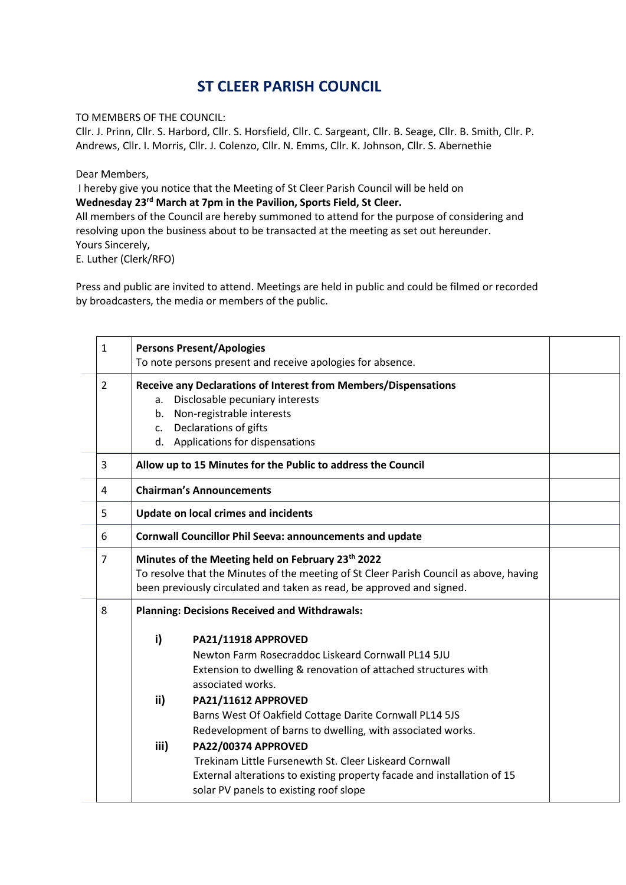# ST CLEER PARISH COUNCIL

TO MEMBERS OF THE COUNCIL:
Cllr. J. Prinn, Cllr. S. Harbord, Cllr. S. Horsfield, Cllr. C. Sargeant, Cllr. B. Seage, Cllr. B. Smith, Cllr. P. Andrews, Cllr. I. Morris, Cllr. J. Colenzo, Cllr. N. Emms, Cllr. K. Johnson, Cllr. S. Abernethie

Dear Members,
I hereby give you notice that the Meeting of St Cleer Parish Council will be held on
**Wednesday 23rd March at 7pm in the Pavilion, Sports Field, St Cleer.**
All members of the Council are hereby summoned to attend for the purpose of considering and resolving upon the business about to be transacted at the meeting as set out hereunder.
Yours Sincerely,
E. Luther (Clerk/RFO)

Press and public are invited to attend. Meetings are held in public and could be filmed or recorded by broadcasters, the media or members of the public.

| | | |
|---|---|---|
| 1 | **Persons Present/Apologies**<br>To note persons present and receive apologies for absence. | |
| 2 | **Receive any Declarations of Interest from Members/Dispensations**<br>a. Disclosable pecuniary interests<br>b. Non-registrable interests<br>c. Declarations of gifts<br>d. Applications for dispensations | |
| 3 | **Allow up to 15 Minutes for the Public to address the Council** | |
| 4 | **Chairman's Announcements** | |
| 5 | **Update on local crimes and incidents** | |
| 6 | **Cornwall Councillor Phil Seeva: announcements and update** | |
| 7 | **Minutes of the Meeting held on February 23th 2022**<br>To resolve that the Minutes of the meeting of St Cleer Parish Council as above, having been previously circulated and taken as read, be approved and signed. | |
| 8 | **Planning: Decisions Received and Withdrawals:**<br><br>**i)** **PA21/11918 APPROVED**<br>Newton Farm Rosecraddoc Liskeard Cornwall PL14 5JU<br>Extension to dwelling & renovation of attached structures with associated works.<br>**ii)** **PA21/11612 APPROVED**<br>Barns West Of Oakfield Cottage Darite Cornwall PL14 5JS<br>Redevelopment of barns to dwelling, with associated works.<br>**iii)** **PA22/00374 APPROVED**<br>Trekinam Little Fursenewth St. Cleer Liskeard Cornwall<br>External alterations to existing property facade and installation of 15 solar PV panels to existing roof slope | |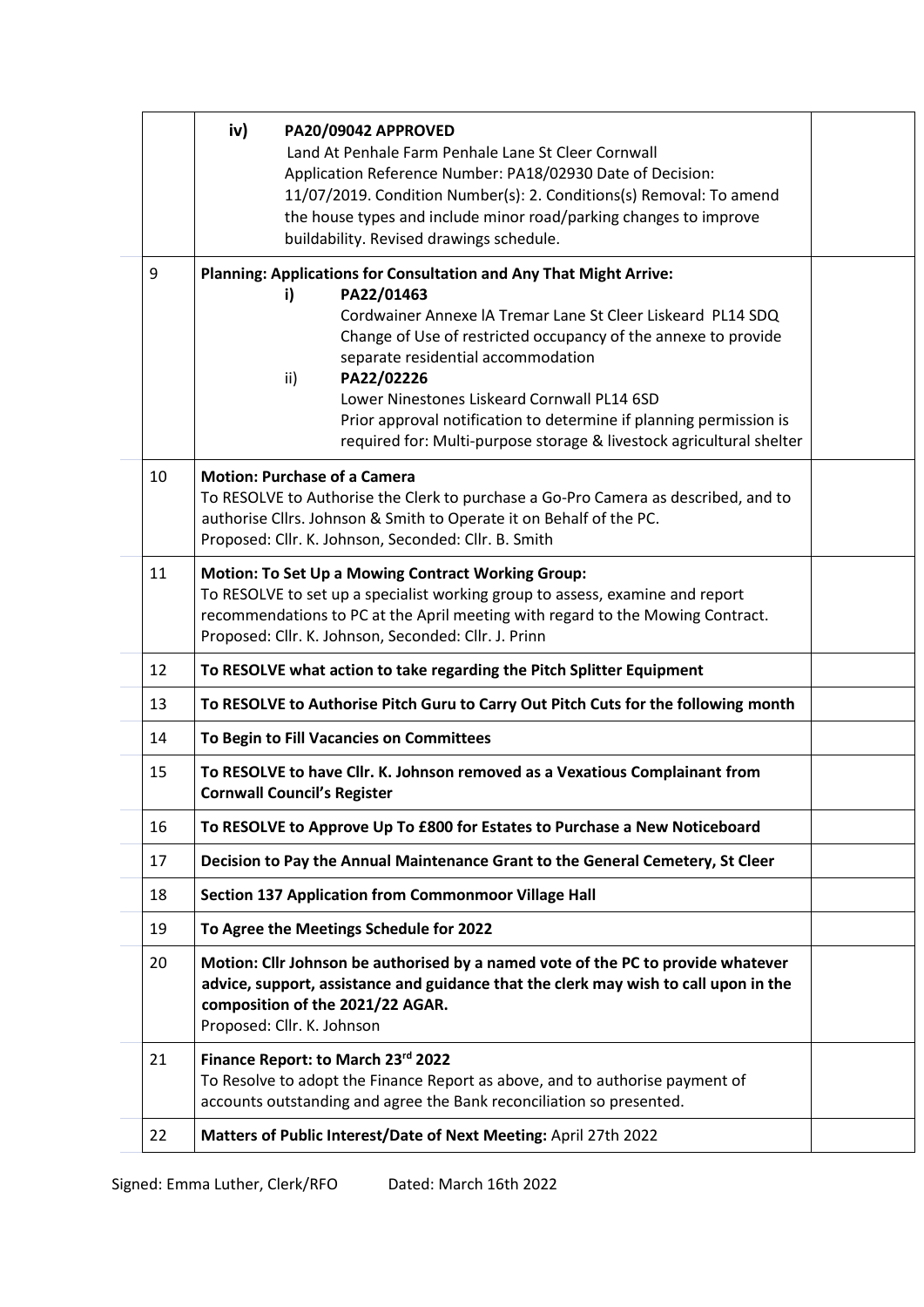| | | |
|---|---|---|
| | **iv) PA20/09042 APPROVED**<br>Land At Penhale Farm Penhale Lane St Cleer Cornwall<br>Application Reference Number: PA18/02930 Date of Decision: 11/07/2019. Condition Number(s): 2. Conditions(s) Removal: To amend the house types and include minor road/parking changes to improve buildability. Revised drawings schedule. | |
| 9 | **Planning: Applications for Consultation and Any That Might Arrive:**<br>**i) PA22/01463**<br>Cordwainer Annexe lA Tremar Lane St Cleer Liskeard PL14 SDQ<br>Change of Use of restricted occupancy of the annexe to provide separate residential accommodation<br>ii) **PA22/02226**<br>Lower Ninestones Liskeard Cornwall PL14 6SD<br>Prior approval notification to determine if planning permission is required for: Multi-purpose storage & livestock agricultural shelter | |
| 10 | **Motion: Purchase of a Camera**<br>To RESOLVE to Authorise the Clerk to purchase a Go-Pro Camera as described, and to authorise Cllrs. Johnson & Smith to Operate it on Behalf of the PC.<br>Proposed: Cllr. K. Johnson, Seconded: Cllr. B. Smith | |
| 11 | **Motion: To Set Up a Mowing Contract Working Group:**<br>To RESOLVE to set up a specialist working group to assess, examine and report recommendations to PC at the April meeting with regard to the Mowing Contract.<br>Proposed: Cllr. K. Johnson, Seconded: Cllr. J. Prinn | |
| 12 | **To RESOLVE what action to take regarding the Pitch Splitter Equipment** | |
| 13 | **To RESOLVE to Authorise Pitch Guru to Carry Out Pitch Cuts for the following month** | |
| 14 | **To Begin to Fill Vacancies on Committees** | |
| 15 | **To RESOLVE to have Cllr. K. Johnson removed as a Vexatious Complainant from Cornwall Council's Register** | |
| 16 | **To RESOLVE to Approve Up To £800 for Estates to Purchase a New Noticeboard** | |
| 17 | **Decision to Pay the Annual Maintenance Grant to the General Cemetery, St Cleer** | |
| 18 | **Section 137 Application from Commonmoor Village Hall** | |
| 19 | **To Agree the Meetings Schedule for 2022** | |
| 20 | **Motion: Cllr Johnson be authorised by a named vote of the PC to provide whatever advice, support, assistance and guidance that the clerk may wish to call upon in the composition of the 2021/22 AGAR.**<br>Proposed: Cllr. K. Johnson | |
| 21 | **Finance Report: to March 23rd 2022**<br>To Resolve to adopt the Finance Report as above, and to authorise payment of accounts outstanding and agree the Bank reconciliation so presented. | |
| 22 | **Matters of Public Interest/Date of Next Meeting:** April 27th 2022 | |

Signed: Emma Luther, Clerk/RFO Dated: March 16th 2022